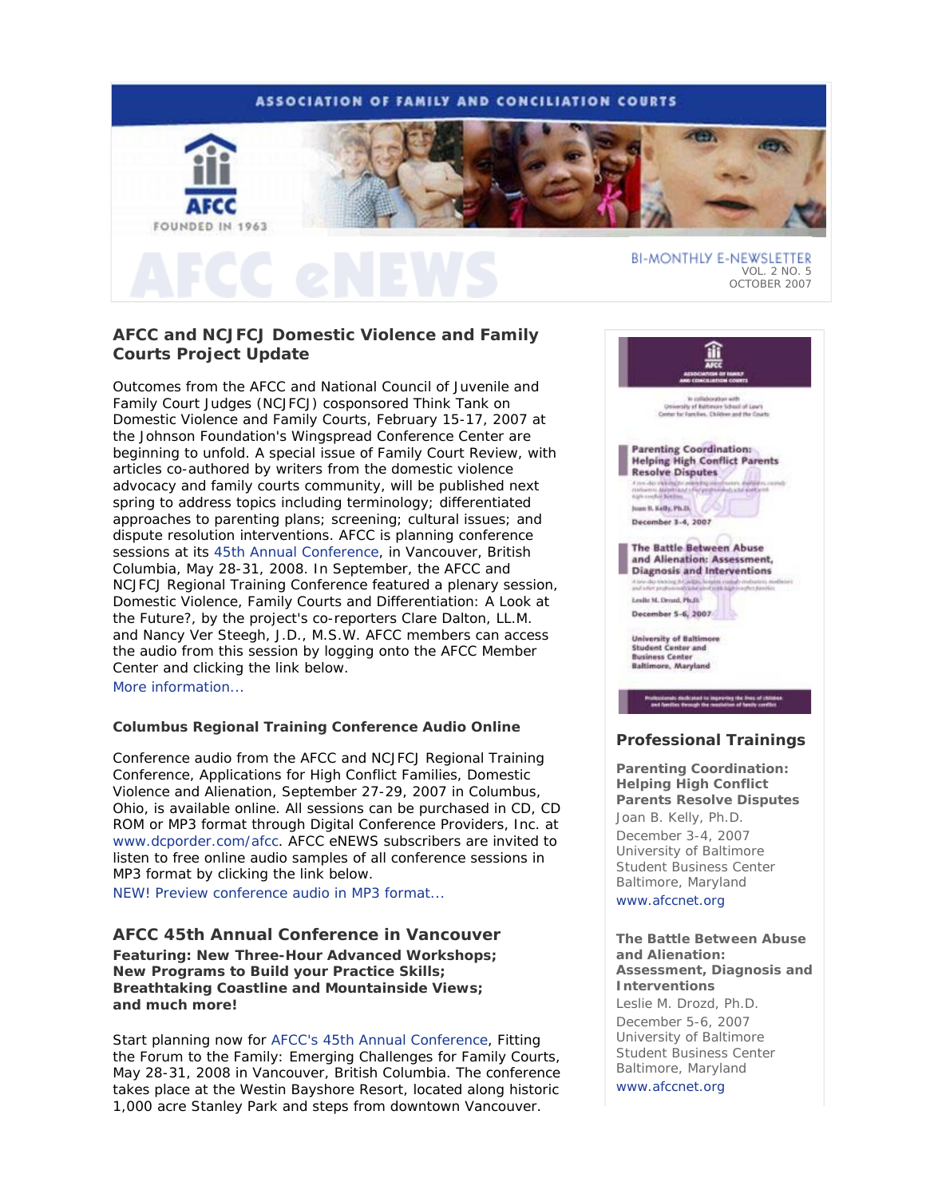ASSOCIATION OF FAMILY AND CONCILIATION COURTS

AFCC

FOUNDED IN 1963

# AFCC eNEWS

BI-MONTHLY E-NEWSLETTER
VOL. 2 NO. 5
OCTOBER 2007

## AFCC and NCJFCJ Domestic Violence and Family Courts Project Update

Outcomes from the AFCC and National Council of Juvenile and Family Court Judges (NCJFCJ) cosponsored Think Tank on Domestic Violence and Family Courts, February 15-17, 2007 at the Johnson Foundation's Wingspread Conference Center are beginning to unfold. A special issue of Family Court Review, with articles co-authored by writers from the domestic violence advocacy and family courts community, will be published next spring to address topics including terminology; differentiated approaches to parenting plans; screening; cultural issues; and dispute resolution interventions. AFCC is planning conference sessions at its 45th Annual Conference, in Vancouver, British Columbia, May 28-31, 2008. In September, the AFCC and NCJFCJ Regional Training Conference featured a plenary session, Domestic Violence, Family Courts and Differentiation: A Look at the Future?, by the project's co-reporters Clare Dalton, LL.M. and Nancy Ver Steegh, J.D., M.S.W. AFCC members can access the audio from this session by logging onto the AFCC Member Center and clicking the link below.

More information...

### Columbus Regional Training Conference Audio Online

Conference audio from the AFCC and NCJFCJ Regional Training Conference, Applications for High Conflict Families, Domestic Violence and Alienation, September 27-29, 2007 in Columbus, Ohio, is available online. All sessions can be purchased in CD, CD ROM or MP3 format through Digital Conference Providers, Inc. at www.dcporder.com/afcc. AFCC eNEWS subscribers are invited to listen to free online audio samples of all conference sessions in MP3 format by clicking the link below.

NEW! Preview conference audio in MP3 format...

## AFCC 45th Annual Conference in Vancouver

**Featuring: New Three-Hour Advanced Workshops;**
**New Programs to Build your Practice Skills;**
**Breathtaking Coastline and Mountainside Views;**
**and much more!**

Start planning now for AFCC's 45th Annual Conference, Fitting the Forum to the Family: Emerging Challenges for Family Courts, May 28-31, 2008 in Vancouver, British Columbia. The conference takes place at the Westin Bayshore Resort, located along historic 1,000 acre Stanley Park and steps from downtown Vancouver.

## Professional Trainings

**Parenting Coordination: Helping High Conflict Parents Resolve Disputes**
Joan B. Kelly, Ph.D.
December 3-4, 2007
University of Baltimore
Student Business Center
Baltimore, Maryland
www.afccnet.org

**The Battle Between Abuse and Alienation: Assessment, Diagnosis and Interventions**
Leslie M. Drozd, Ph.D.
December 5-6, 2007
University of Baltimore
Student Business Center
Baltimore, Maryland
www.afccnet.org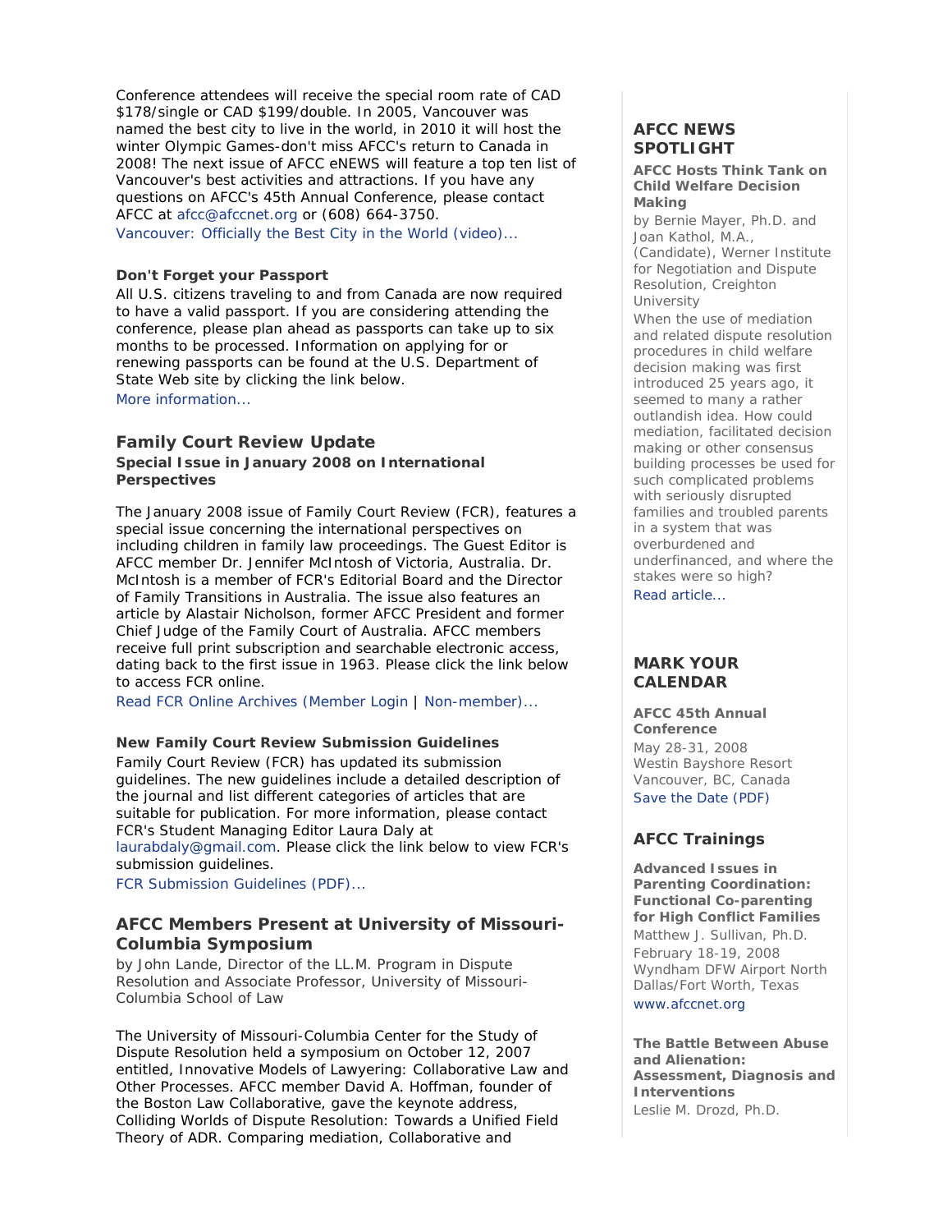Conference attendees will receive the special room rate of CAD $178/single or CAD $199/double. In 2005, Vancouver was named the best city to live in the world, in 2010 it will host the winter Olympic Games-don't miss AFCC's return to Canada in 2008! The next issue of AFCC eNEWS will feature a top ten list of Vancouver's best activities and attractions. If you have any questions on AFCC's 45th Annual Conference, please contact AFCC at afcc@afccnet.org or (608) 664-3750.
Vancouver: Officially the Best City in the World (video)...

#### Don't Forget your Passport

All U.S. citizens traveling to and from Canada are now required to have a valid passport. If you are considering attending the conference, please plan ahead as passports can take up to six months to be processed. Information on applying for or renewing passports can be found at the U.S. Department of State Web site by clicking the link below.
More information...

## Family Court Review Update

#### Special Issue in January 2008 on International Perspectives

The January 2008 issue of Family Court Review (FCR), features a special issue concerning the international perspectives on including children in family law proceedings. The Guest Editor is AFCC member Dr. Jennifer McIntosh of Victoria, Australia. Dr. McIntosh is a member of FCR's Editorial Board and the Director of Family Transitions in Australia. The issue also features an article by Alastair Nicholson, former AFCC President and former Chief Judge of the Family Court of Australia. AFCC members receive full print subscription and searchable electronic access, dating back to the first issue in 1963. Please click the link below to access FCR online.
Read FCR Online Archives (Member Login | Non-member)...

#### New Family Court Review Submission Guidelines

Family Court Review (FCR) has updated its submission guidelines. The new guidelines include a detailed description of the journal and list different categories of articles that are suitable for publication. For more information, please contact FCR's Student Managing Editor Laura Daly at laurabdaly@gmail.com. Please click the link below to view FCR's submission guidelines.
FCR Submission Guidelines (PDF)...

## AFCC Members Present at University of Missouri-Columbia Symposium

by John Lande, Director of the LL.M. Program in Dispute Resolution and Associate Professor, University of Missouri-Columbia School of Law

The University of Missouri-Columbia Center for the Study of Dispute Resolution held a symposium on October 12, 2007 entitled, Innovative Models of Lawyering: Collaborative Law and Other Processes. AFCC member David A. Hoffman, founder of the Boston Law Collaborative, gave the keynote address, Colliding Worlds of Dispute Resolution: Towards a Unified Field Theory of ADR. Comparing mediation, Collaborative and

## AFCC NEWS SPOTLIGHT

#### AFCC Hosts Think Tank on Child Welfare Decision Making

by Bernie Mayer, Ph.D. and Joan Kathol, M.A., (Candidate), Werner Institute for Negotiation and Dispute Resolution, Creighton University

When the use of mediation and related dispute resolution procedures in child welfare decision making was first introduced 25 years ago, it seemed to many a rather outlandish idea. How could mediation, facilitated decision making or other consensus building processes be used for such complicated problems with seriously disrupted families and troubled parents in a system that was overburdened and underfinanced, and where the stakes were so high?
Read article...

## MARK YOUR CALENDAR

#### AFCC 45th Annual Conference

May 28-31, 2008
Westin Bayshore Resort
Vancouver, BC, Canada
Save the Date (PDF)

## AFCC Trainings

#### Advanced Issues in Parenting Coordination: Functional Co-parenting for High Conflict Families

Matthew J. Sullivan, Ph.D.
February 18-19, 2008
Wyndham DFW Airport North
Dallas/Fort Worth, Texas
www.afccnet.org

#### The Battle Between Abuse and Alienation: Assessment, Diagnosis and Interventions

Leslie M. Drozd, Ph.D.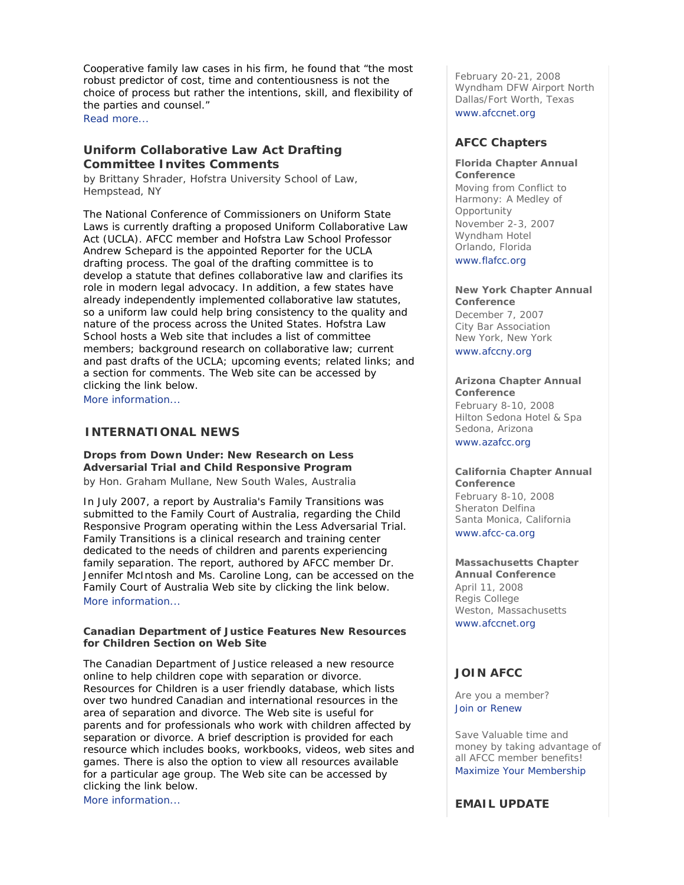Cooperative family law cases in his firm, he found that "the most robust predictor of cost, time and contentiousness is not the choice of process but rather the intentions, skill, and flexibility of the parties and counsel."
Read more...

### Uniform Collaborative Law Act Drafting Committee Invites Comments

by Brittany Shrader, Hofstra University School of Law, Hempstead, NY

The National Conference of Commissioners on Uniform State Laws is currently drafting a proposed Uniform Collaborative Law Act (UCLA). AFCC member and Hofstra Law School Professor Andrew Schepard is the appointed Reporter for the UCLA drafting process. The goal of the drafting committee is to develop a statute that defines collaborative law and clarifies its role in modern legal advocacy. In addition, a few states have already independently implemented collaborative law statutes, so a uniform law could help bring consistency to the quality and nature of the process across the United States. Hofstra Law School hosts a Web site that includes a list of committee members; background research on collaborative law; current and past drafts of the UCLA; upcoming events; related links; and a section for comments. The Web site can be accessed by clicking the link below.
More information...

## INTERNATIONAL NEWS

**Drops from Down Under: New Research on Less Adversarial Trial and Child Responsive Program**
by Hon. Graham Mullane, New South Wales, Australia

In July 2007, a report by Australia's Family Transitions was submitted to the Family Court of Australia, regarding the Child Responsive Program operating within the Less Adversarial Trial. Family Transitions is a clinical research and training center dedicated to the needs of children and parents experiencing family separation. The report, authored by AFCC member Dr. Jennifer McIntosh and Ms. Caroline Long, can be accessed on the Family Court of Australia Web site by clicking the link below.
More information...

**Canadian Department of Justice Features New Resources for Children Section on Web Site**

The Canadian Department of Justice released a new resource online to help children cope with separation or divorce. Resources for Children is a user friendly database, which lists over two hundred Canadian and international resources in the area of separation and divorce. The Web site is useful for parents and for professionals who work with children affected by separation or divorce. A brief description is provided for each resource which includes books, workbooks, videos, web sites and games. There is also the option to view all resources available for a particular age group. The Web site can be accessed by clicking the link below.
More information...

February 20-21, 2008
Wyndham DFW Airport North
Dallas/Fort Worth, Texas
www.afccnet.org

### AFCC Chapters

**Florida Chapter Annual Conference**
Moving from Conflict to Harmony: A Medley of Opportunity
November 2-3, 2007
Wyndham Hotel
Orlando, Florida
www.flafcc.org

**New York Chapter Annual Conference**
December 7, 2007
City Bar Association
New York, New York
www.afccny.org

**Arizona Chapter Annual Conference**
February 8-10, 2008
Hilton Sedona Hotel & Spa
Sedona, Arizona
www.azafcc.org

**California Chapter Annual Conference**
February 8-10, 2008
Sheraton Delfina
Santa Monica, California
www.afcc-ca.org

**Massachusetts Chapter Annual Conference**
April 11, 2008
Regis College
Weston, Massachusetts
www.afccnet.org

### JOIN AFCC

Are you a member?
Join or Renew

Save Valuable time and money by taking advantage of all AFCC member benefits!
Maximize Your Membership

### EMAIL UPDATE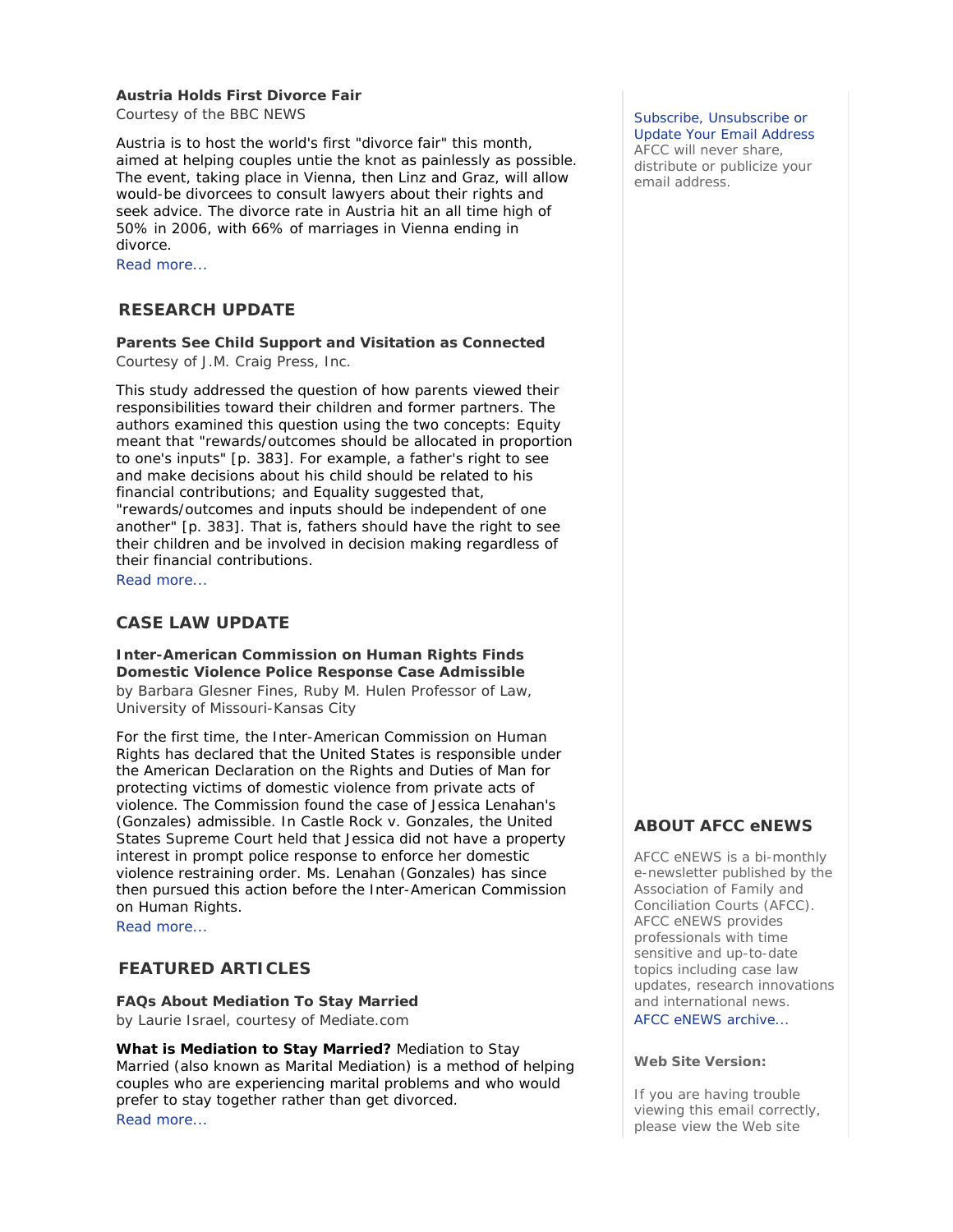**Austria Holds First Divorce Fair**
Courtesy of the BBC NEWS

Austria is to host the world's first "divorce fair" this month, aimed at helping couples untie the knot as painlessly as possible. The event, taking place in Vienna, then Linz and Graz, will allow would-be divorcees to consult lawyers about their rights and seek advice. The divorce rate in Austria hit an all time high of 50% in 2006, with 66% of marriages in Vienna ending in divorce.
Read more...

## RESEARCH UPDATE

**Parents See Child Support and Visitation as Connected**
Courtesy of J.M. Craig Press, Inc.

This study addressed the question of how parents viewed their responsibilities toward their children and former partners. The authors examined this question using the two concepts: Equity meant that "rewards/outcomes should be allocated in proportion to one's inputs" [p. 383]. For example, a father's right to see and make decisions about his child should be related to his financial contributions; and Equality suggested that, "rewards/outcomes and inputs should be independent of one another" [p. 383]. That is, fathers should have the right to see their children and be involved in decision making regardless of their financial contributions.
Read more...

## CASE LAW UPDATE

**Inter-American Commission on Human Rights Finds Domestic Violence Police Response Case Admissible**
by Barbara Glesner Fines, Ruby M. Hulen Professor of Law, University of Missouri-Kansas City

For the first time, the Inter-American Commission on Human Rights has declared that the United States is responsible under the American Declaration on the Rights and Duties of Man for protecting victims of domestic violence from private acts of violence. The Commission found the case of Jessica Lenahan's (Gonzales) admissible. In Castle Rock v. Gonzales, the United States Supreme Court held that Jessica did not have a property interest in prompt police response to enforce her domestic violence restraining order. Ms. Lenahan (Gonzales) has since then pursued this action before the Inter-American Commission on Human Rights.
Read more...

## FEATURED ARTICLES

**FAQs About Mediation To Stay Married**
by Laurie Israel, courtesy of Mediate.com

**What is Mediation to Stay Married?** Mediation to Stay Married (also known as Marital Mediation) is a method of helping couples who are experiencing marital problems and who would prefer to stay together rather than get divorced.
Read more...

Subscribe, Unsubscribe or Update Your Email Address
AFCC will never share, distribute or publicize your email address.

## ABOUT AFCC eNEWS

AFCC eNEWS is a bi-monthly e-newsletter published by the Association of Family and Conciliation Courts (AFCC). AFCC eNEWS provides professionals with time sensitive and up-to-date topics including case law updates, research innovations and international news.
AFCC eNEWS archive...

**Web Site Version:**

If you are having trouble viewing this email correctly, please view the Web site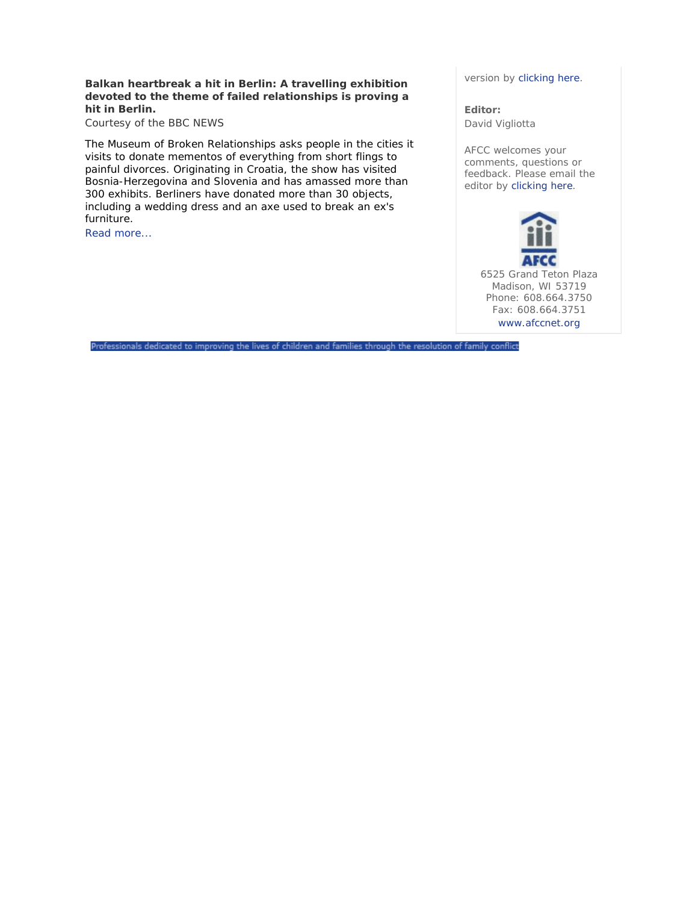**Balkan heartbreak a hit in Berlin: A travelling exhibition devoted to the theme of failed relationships is proving a hit in Berlin.**

Courtesy of the BBC NEWS

The Museum of Broken Relationships asks people in the cities it visits to donate mementos of everything from short flings to painful divorces. Originating in Croatia, the show has visited Bosnia-Herzegovina and Slovenia and has amassed more than 300 exhibits. Berliners have donated more than 30 objects, including a wedding dress and an axe used to break an ex's furniture.

Read more...

version by clicking here.

**Editor:**
David Vigliotta

AFCC welcomes your comments, questions or feedback. Please email the editor by clicking here.

AFCC

6525 Grand Teton Plaza
Madison, WI 53719
Phone: 608.664.3750
Fax: 608.664.3751
www.afccnet.org

Professionals dedicated to improving the lives of children and families through the resolution of family conflict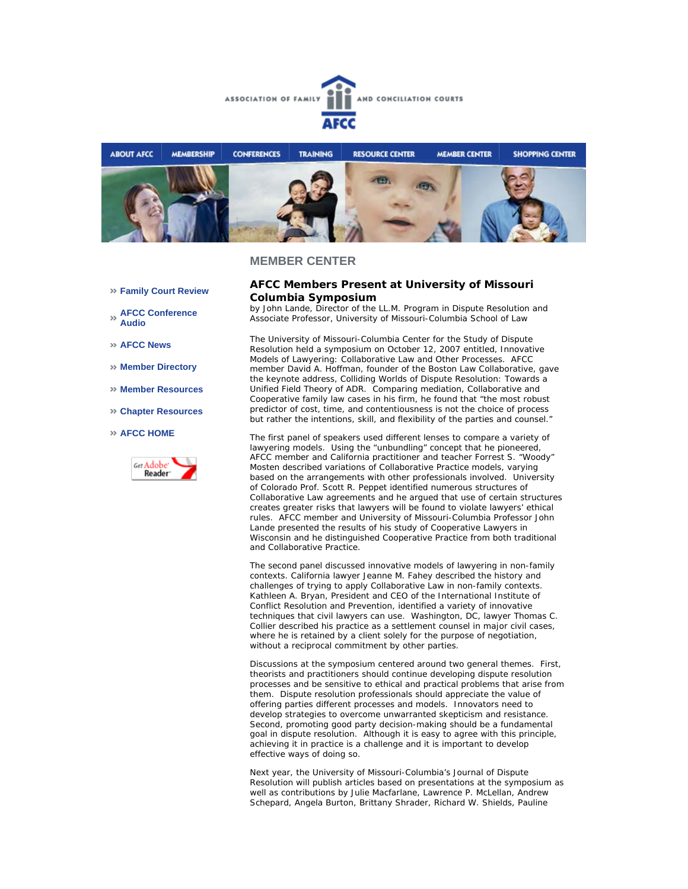ASSOCIATION OF FAMILY AND CONCILIATION COURTS

AFCC

ABOUT AFCC | MEMBERSHIP | CONFERENCES | TRAINING | RESOURCE CENTER | MEMBER CENTER | SHOPPING CENTER

## MEMBER CENTER

- » Family Court Review
- » AFCC Conference Audio
- » AFCC News
- » Member Directory
- » Member Resources
- » Chapter Resources
- » AFCC HOME

Get Adobe Reader

### AFCC Members Present at University of Missouri Columbia Symposium

by John Lande, Director of the LL.M. Program in Dispute Resolution and Associate Professor, University of Missouri-Columbia School of Law

The University of Missouri-Columbia Center for the Study of Dispute Resolution held a symposium on October 12, 2007 entitled, Innovative Models of Lawyering: Collaborative Law and Other Processes. AFCC member David A. Hoffman, founder of the Boston Law Collaborative, gave the keynote address, Colliding Worlds of Dispute Resolution: Towards a Unified Field Theory of ADR. Comparing mediation, Collaborative and Cooperative family law cases in his firm, he found that "the most robust predictor of cost, time, and contentiousness is not the choice of process but rather the intentions, skill, and flexibility of the parties and counsel."

The first panel of speakers used different lenses to compare a variety of lawyering models. Using the "unbundling" concept that he pioneered, AFCC member and California practitioner and teacher Forrest S. "Woody" Mosten described variations of Collaborative Practice models, varying based on the arrangements with other professionals involved. University of Colorado Prof. Scott R. Peppet identified numerous structures of Collaborative Law agreements and he argued that use of certain structures creates greater risks that lawyers will be found to violate lawyers' ethical rules. AFCC member and University of Missouri-Columbia Professor John Lande presented the results of his study of Cooperative Lawyers in Wisconsin and he distinguished Cooperative Practice from both traditional and Collaborative Practice.

The second panel discussed innovative models of lawyering in non-family contexts. California lawyer Jeanne M. Fahey described the history and challenges of trying to apply Collaborative Law in non-family contexts. Kathleen A. Bryan, President and CEO of the International Institute of Conflict Resolution and Prevention, identified a variety of innovative techniques that civil lawyers can use. Washington, DC, lawyer Thomas C. Collier described his practice as a settlement counsel in major civil cases, where he is retained by a client solely for the purpose of negotiation, without a reciprocal commitment by other parties.

Discussions at the symposium centered around two general themes. First, theorists and practitioners should continue developing dispute resolution processes and be sensitive to ethical and practical problems that arise from them. Dispute resolution professionals should appreciate the value of offering parties different processes and models. Innovators need to develop strategies to overcome unwarranted skepticism and resistance. Second, promoting good party decision-making should be a fundamental goal in dispute resolution. Although it is easy to agree with this principle, achieving it in practice is a challenge and it is important to develop effective ways of doing so.

Next year, the University of Missouri-Columbia's Journal of Dispute Resolution will publish articles based on presentations at the symposium as well as contributions by Julie Macfarlane, Lawrence P. McLellan, Andrew Schepard, Angela Burton, Brittany Shrader, Richard W. Shields, Pauline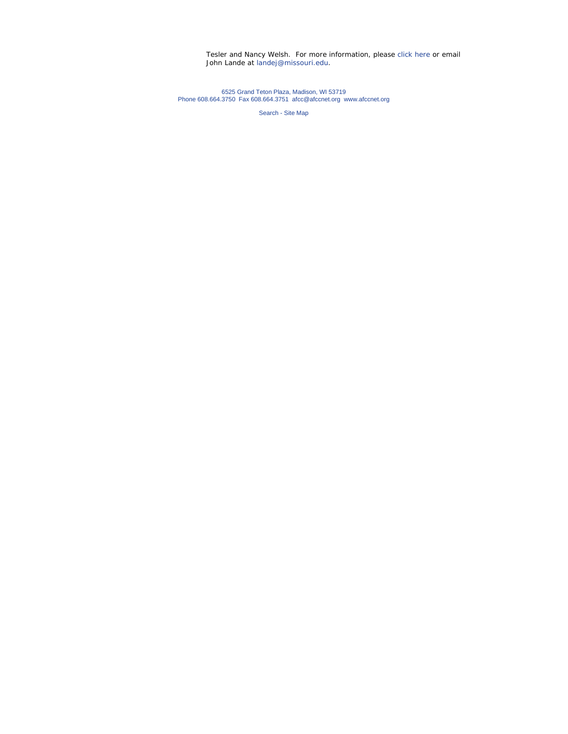Tesler and Nancy Welsh. For more information, please click here or email John Lande at landej@missouri.edu.

6525 Grand Teton Plaza, Madison, WI 53719
Phone 608.664.3750 Fax 608.664.3751 afcc@afccnet.org www.afccnet.org

Search - Site Map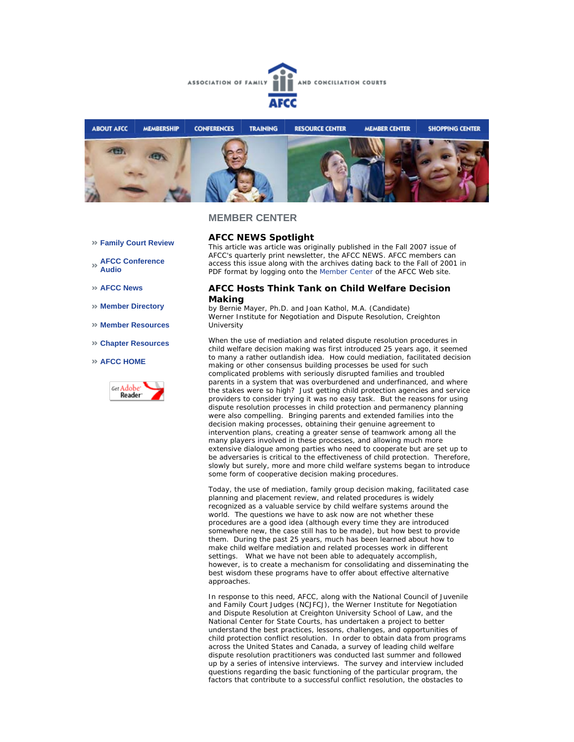ASSOCIATION OF FAMILY AND CONCILIATION COURTS

AFCC

ABOUT AFCC | MEMBERSHIP | CONFERENCES | TRAINING | RESOURCE CENTER | MEMBER CENTER | SHOPPING CENTER

## MEMBER CENTER

- Family Court Review
- AFCC Conference Audio
- AFCC News
- Member Directory
- Member Resources
- Chapter Resources
- AFCC HOME

### AFCC NEWS Spotlight

This article was article was originally published in the Fall 2007 issue of AFCC's quarterly print newsletter, the AFCC NEWS. AFCC members can access this issue along with the archives dating back to the Fall of 2001 in PDF format by logging onto the Member Center of the AFCC Web site.

### AFCC Hosts Think Tank on Child Welfare Decision Making

by Bernie Mayer, Ph.D. and Joan Kathol, M.A. (Candidate)
Werner Institute for Negotiation and Dispute Resolution, Creighton University

When the use of mediation and related dispute resolution procedures in child welfare decision making was first introduced 25 years ago, it seemed to many a rather outlandish idea. How could mediation, facilitated decision making or other consensus building processes be used for such complicated problems with seriously disrupted families and troubled parents in a system that was overburdened and underfinanced, and where the stakes were so high? Just getting child protection agencies and service providers to consider trying it was no easy task. But the reasons for using dispute resolution processes in child protection and permanency planning were also compelling. Bringing parents and extended families into the decision making processes, obtaining their genuine agreement to intervention plans, creating a greater sense of teamwork among all the many players involved in these processes, and allowing much more extensive dialogue among parties who need to cooperate but are set up to be adversaries is critical to the effectiveness of child protection. Therefore, slowly but surely, more and more child welfare systems began to introduce some form of cooperative decision making procedures.

Today, the use of mediation, family group decision making, facilitated case planning and placement review, and related procedures is widely recognized as a valuable service by child welfare systems around the world. The questions we have to ask now are not whether these procedures are a good idea (although every time they are introduced somewhere new, the case still has to be made), but how best to provide them. During the past 25 years, much has been learned about how to make child welfare mediation and related processes work in different settings. What we have not been able to adequately accomplish, however, is to create a mechanism for consolidating and disseminating the best wisdom these programs have to offer about effective alternative approaches.

In response to this need, AFCC, along with the National Council of Juvenile and Family Court Judges (NCJFCJ), the Werner Institute for Negotiation and Dispute Resolution at Creighton University School of Law, and the National Center for State Courts, has undertaken a project to better understand the best practices, lessons, challenges, and opportunities of child protection conflict resolution. In order to obtain data from programs across the United States and Canada, a survey of leading child welfare dispute resolution practitioners was conducted last summer and followed up by a series of intensive interviews. The survey and interview included questions regarding the basic functioning of the particular program, the factors that contribute to a successful conflict resolution, the obstacles to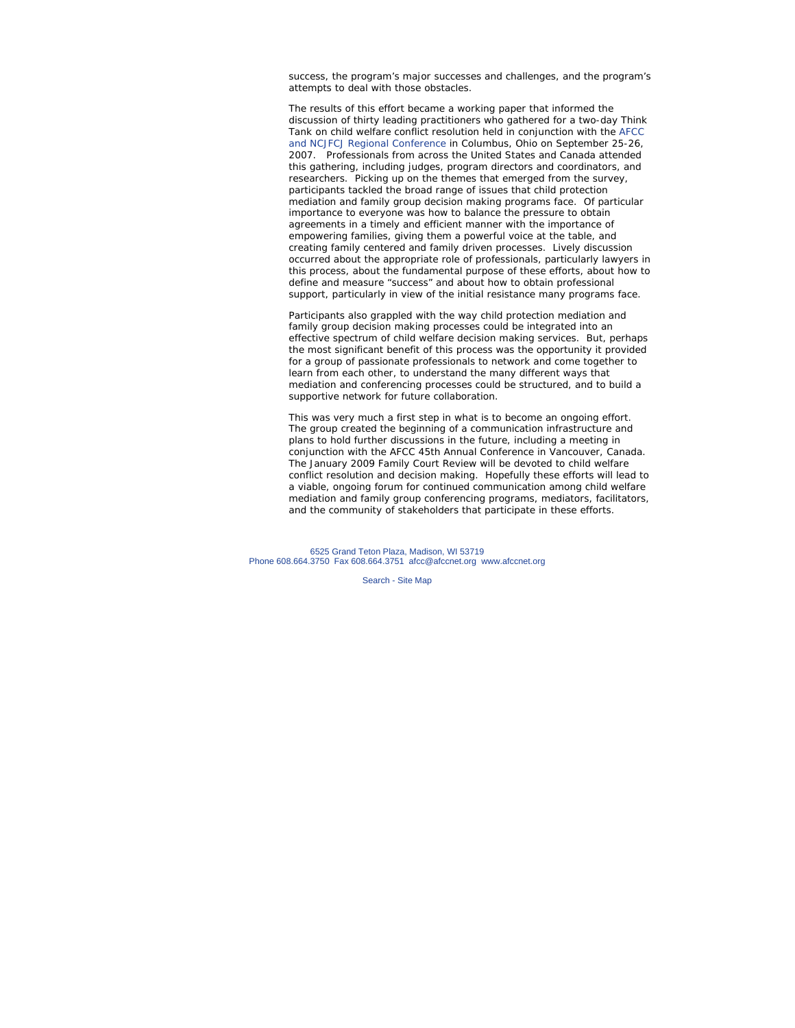success, the program's major successes and challenges, and the program's attempts to deal with those obstacles.

The results of this effort became a working paper that informed the discussion of thirty leading practitioners who gathered for a two-day Think Tank on child welfare conflict resolution held in conjunction with the AFCC and NCJFCJ Regional Conference in Columbus, Ohio on September 25-26, 2007. Professionals from across the United States and Canada attended this gathering, including judges, program directors and coordinators, and researchers. Picking up on the themes that emerged from the survey, participants tackled the broad range of issues that child protection mediation and family group decision making programs face. Of particular importance to everyone was how to balance the pressure to obtain agreements in a timely and efficient manner with the importance of empowering families, giving them a powerful voice at the table, and creating family centered and family driven processes. Lively discussion occurred about the appropriate role of professionals, particularly lawyers in this process, about the fundamental purpose of these efforts, about how to define and measure "success" and about how to obtain professional support, particularly in view of the initial resistance many programs face.

Participants also grappled with the way child protection mediation and family group decision making processes could be integrated into an effective spectrum of child welfare decision making services. But, perhaps the most significant benefit of this process was the opportunity it provided for a group of passionate professionals to network and come together to learn from each other, to understand the many different ways that mediation and conferencing processes could be structured, and to build a supportive network for future collaboration.

This was very much a first step in what is to become an ongoing effort. The group created the beginning of a communication infrastructure and plans to hold further discussions in the future, including a meeting in conjunction with the AFCC 45th Annual Conference in Vancouver, Canada. The January 2009 Family Court Review will be devoted to child welfare conflict resolution and decision making. Hopefully these efforts will lead to a viable, ongoing forum for continued communication among child welfare mediation and family group conferencing programs, mediators, facilitators, and the community of stakeholders that participate in these efforts.

6525 Grand Teton Plaza, Madison, WI 53719
Phone 608.664.3750 Fax 608.664.3751 afcc@afccnet.org www.afccnet.org

Search - Site Map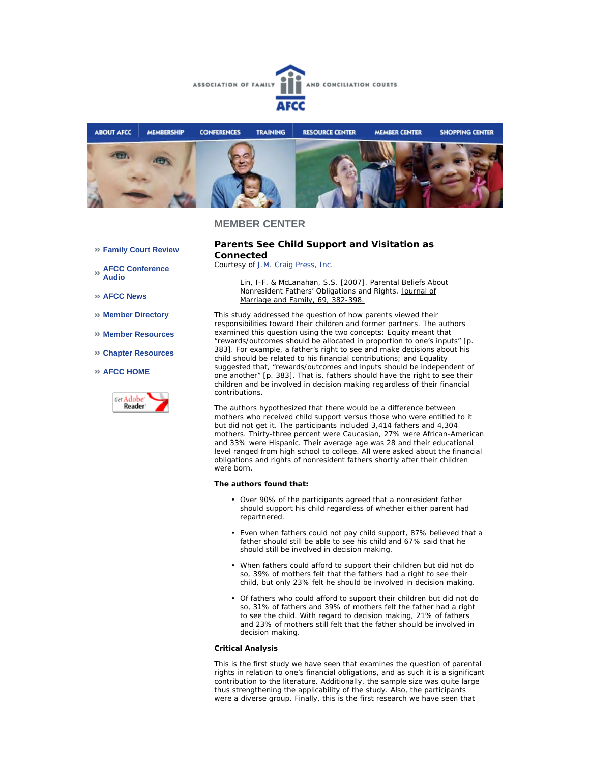ASSOCIATION OF FAMILY AND CONCILIATION COURTS

AFCC

ABOUT AFCC | MEMBERSHIP | CONFERENCES | TRAINING | RESOURCE CENTER | MEMBER CENTER | SHOPPING CENTER

## MEMBER CENTER

- » Family Court Review
- » AFCC Conference Audio
- » AFCC News
- » Member Directory
- » Member Resources
- » Chapter Resources
- » AFCC HOME

Get Adobe Reader

### Parents See Child Support and Visitation as Connected

Courtesy of J.M. Craig Press, Inc.

> Lin, I-F. & McLanahan, S.S. [2007]. Parental Beliefs About Nonresident Fathers' Obligations and Rights. Journal of Marriage and Family, 69, 382-398.

This study addressed the question of how parents viewed their responsibilities toward their children and former partners. The authors examined this question using the two concepts: Equity meant that "rewards/outcomes should be allocated in proportion to one's inputs" [p. 383]. For example, a father's right to see and make decisions about his child should be related to his financial contributions; and Equality suggested that, "rewards/outcomes and inputs should be independent of one another" [p. 383]. That is, fathers should have the right to see their children and be involved in decision making regardless of their financial contributions.

The authors hypothesized that there would be a difference between mothers who received child support versus those who were entitled to it but did not get it. The participants included 3,414 fathers and 4,304 mothers. Thirty-three percent were Caucasian, 27% were African-American and 33% were Hispanic. Their average age was 28 and their educational level ranged from high school to college. All were asked about the financial obligations and rights of nonresident fathers shortly after their children were born.

**The authors found that:**

- Over 90% of the participants agreed that a nonresident father should support his child regardless of whether either parent had repartnered.
- Even when fathers could not pay child support, 87% believed that a father should still be able to see his child and 67% said that he should still be involved in decision making.
- When fathers could afford to support their children but did not do so, 39% of mothers felt that the fathers had a right to see their child, but only 23% felt he should be involved in decision making.
- Of fathers who could afford to support their children but did not do so, 31% of fathers and 39% of mothers felt the father had a right to see the child. With regard to decision making, 21% of fathers and 23% of mothers still felt that the father should be involved in decision making.

**Critical Analysis**

This is the first study we have seen that examines the question of parental rights in relation to one's financial obligations, and as such it is a significant contribution to the literature. Additionally, the sample size was quite large thus strengthening the applicability of the study. Also, the participants were a diverse group. Finally, this is the first research we have seen that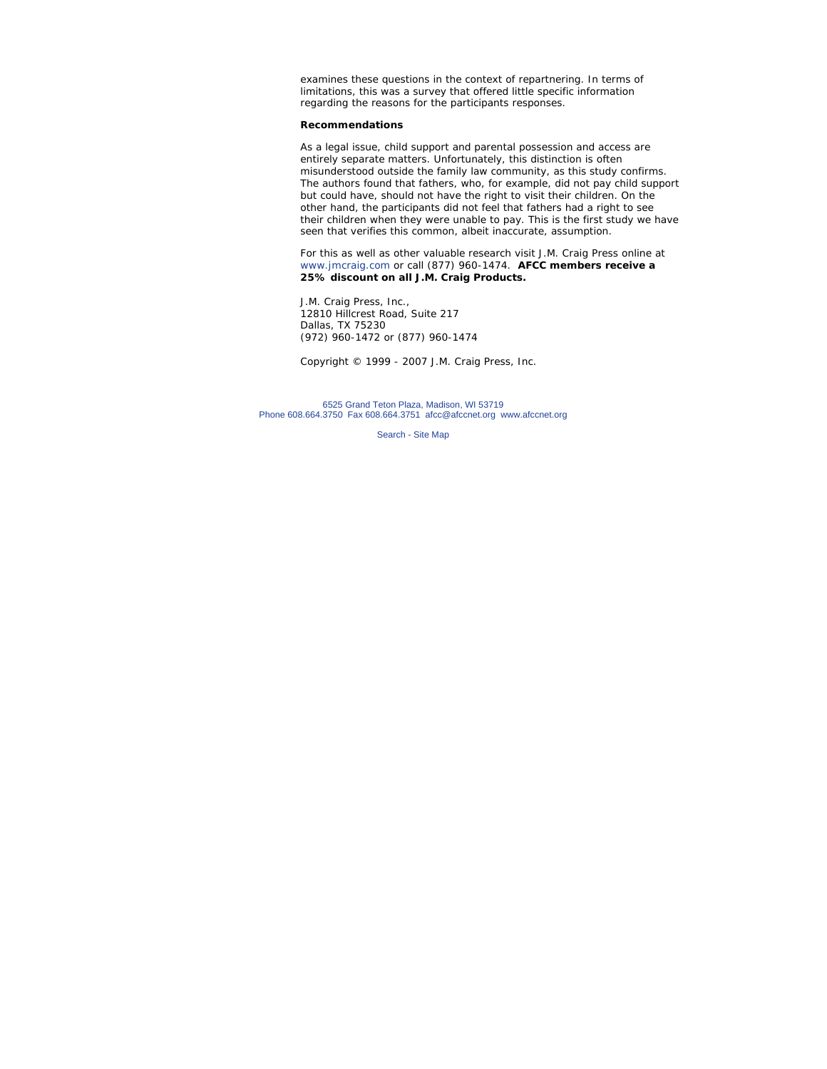examines these questions in the context of repartnering. In terms of limitations, this was a survey that offered little specific information regarding the reasons for the participants responses.

**Recommendations**

As a legal issue, child support and parental possession and access are entirely separate matters. Unfortunately, this distinction is often misunderstood outside the family law community, as this study confirms. The authors found that fathers, who, for example, did not pay child support but could have, should not have the right to visit their children. On the other hand, the participants did not feel that fathers had a right to see their children when they were unable to pay. This is the first study we have seen that verifies this common, albeit inaccurate, assumption.

For this as well as other valuable research visit J.M. Craig Press online at www.jmcraig.com or call (877) 960-1474. **AFCC members receive a 25% discount on all J.M. Craig Products.**

J.M. Craig Press, Inc.,
12810 Hillcrest Road, Suite 217
Dallas, TX 75230
(972) 960-1472 or (877) 960-1474

Copyright © 1999 - 2007 J.M. Craig Press, Inc.

6525 Grand Teton Plaza, Madison, WI 53719
Phone 608.664.3750 Fax 608.664.3751 afcc@afccnet.org www.afccnet.org

Search - Site Map